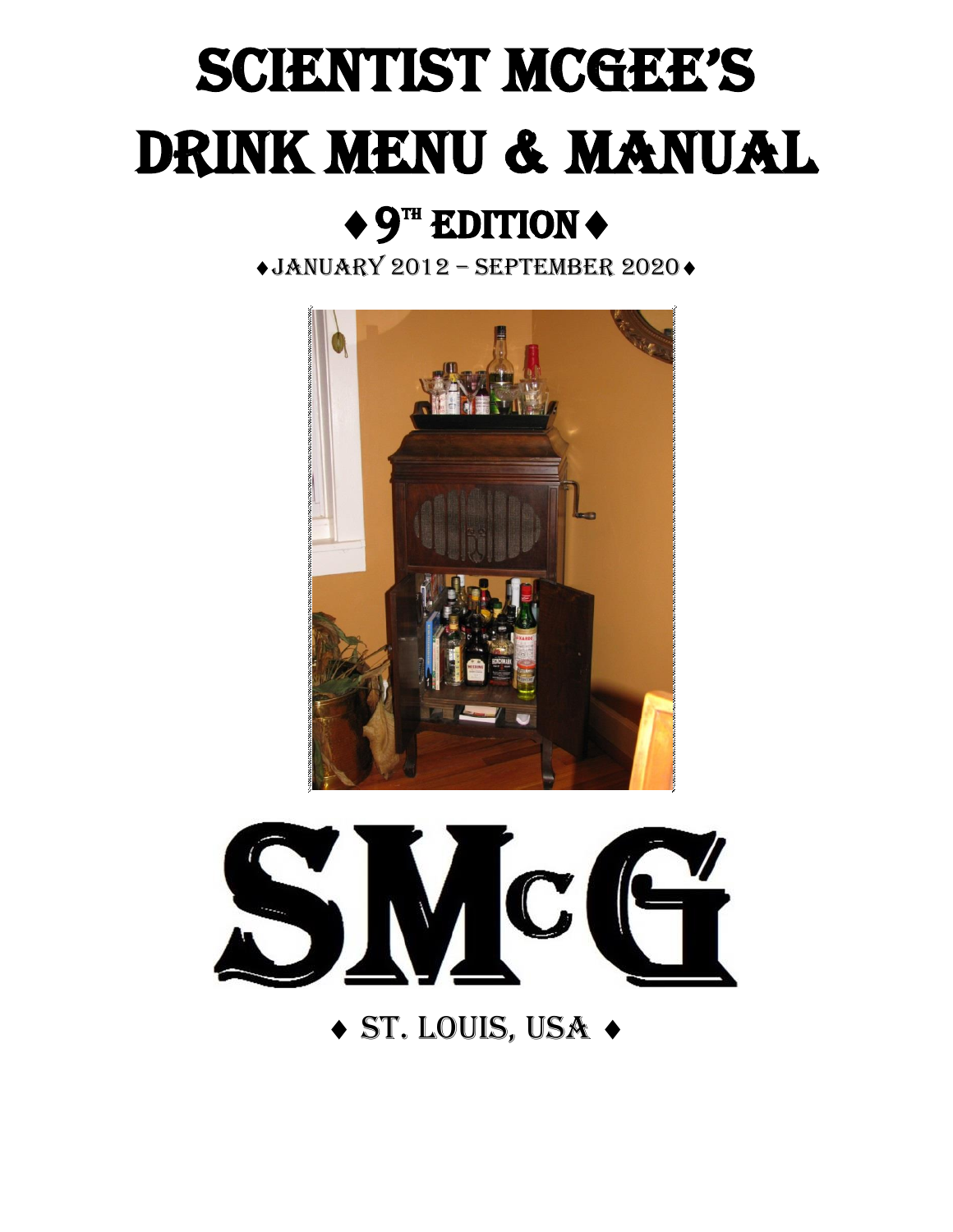# Scientist McGee's Drink Menu & Manual

## ♦ 9th Edition ♦

♦ January 2012 – September 2020 ♦

# SMcG

♦ St. Louis, USA ♦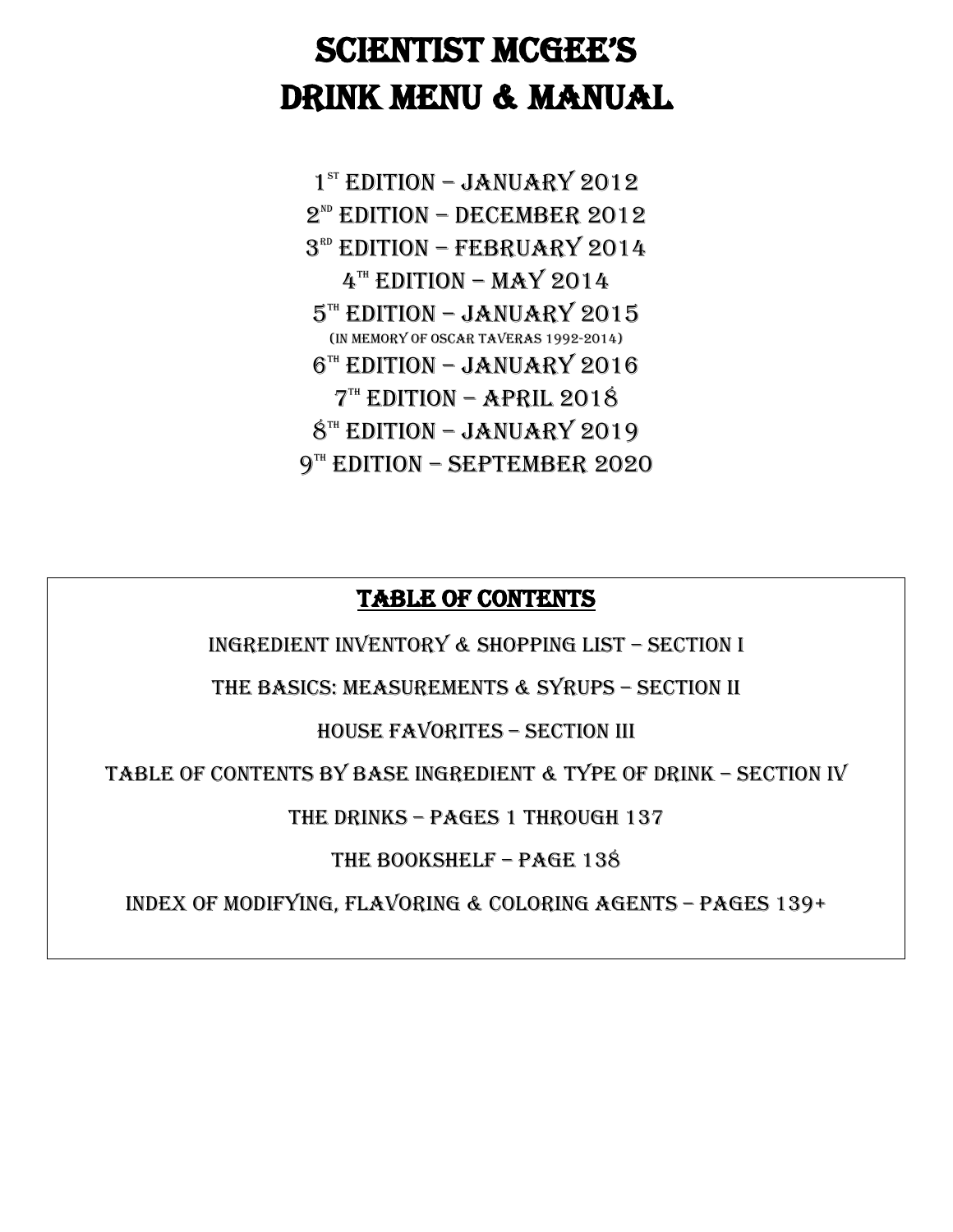# SCIENTIST MCGEE'S DRINK MENU & MANUAL

1[st] EDITION – JANUARY 2012

2[nd] EDITION – DECEMBER 2012

3[rd] EDITION – FEBRUARY 2014

4[th] EDITION – MAY 2014

5[th] EDITION – JANUARY 2015

(IN MEMORY OF OSCAR TAVERAS 1992-2014)

6[th] EDITION – JANUARY 2016

7[th] EDITION – APRIL 2018

8[th] EDITION – JANUARY 2019

9[th] EDITION – SEPTEMBER 2020

## TABLE OF CONTENTS

INGREDIENT INVENTORY & SHOPPING LIST – SECTION I

THE BASICS: MEASUREMENTS & SYRUPS – SECTION II

HOUSE FAVORITES – SECTION III

TABLE OF CONTENTS BY BASE INGREDIENT & TYPE OF DRINK – SECTION IV

THE DRINKS – PAGES 1 THROUGH 137

THE BOOKSHELF – PAGE 138

INDEX OF MODIFYING, FLAVORING & COLORING AGENTS – PAGES 139+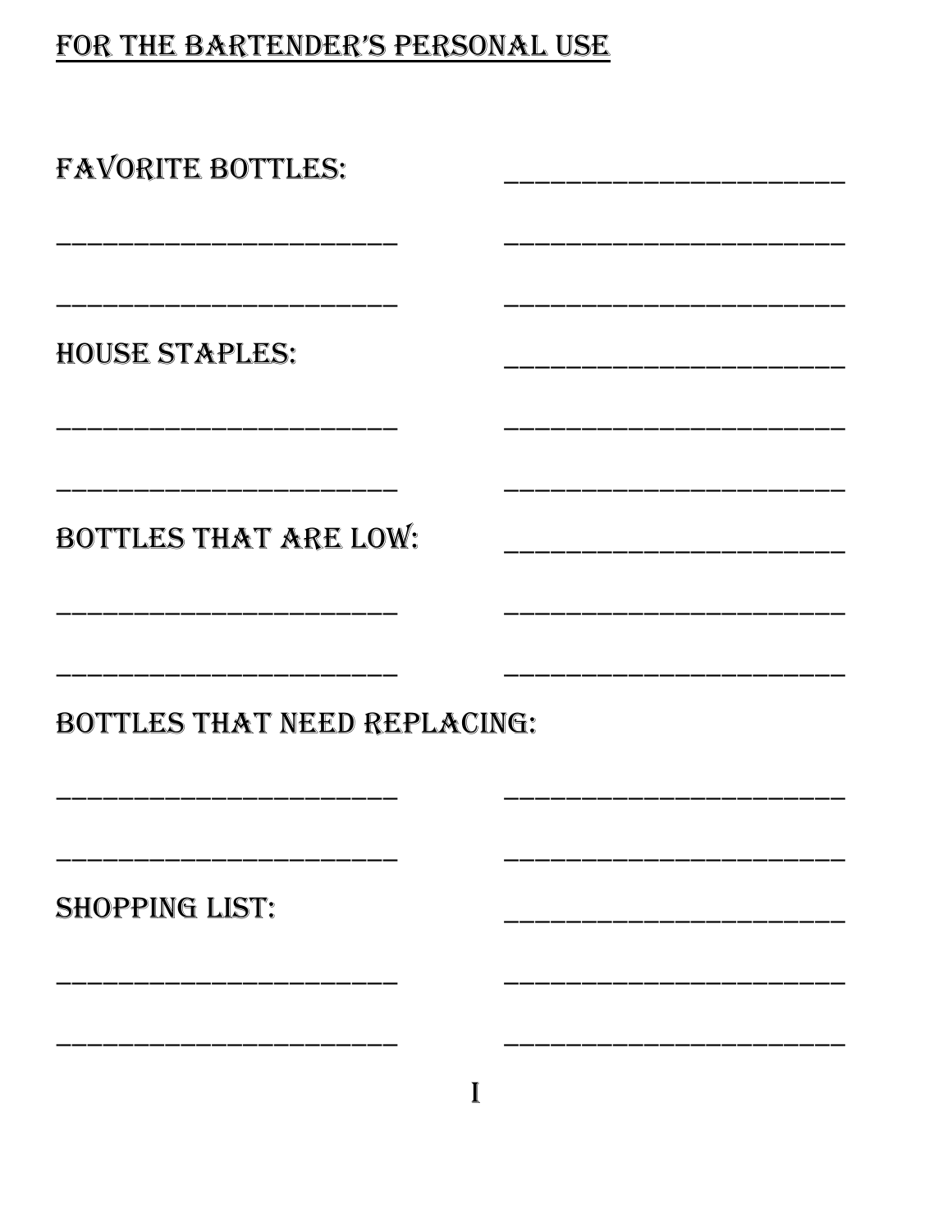# FOR THE BARTENDER'S PERSONAL USE

FAVORITE BOTTLES: ______________________

______________________ ______________________

______________________ ______________________

HOUSE STAPLES: ______________________

______________________ ______________________

______________________ ______________________

BOTTLES THAT ARE LOW: ______________________

______________________ ______________________

______________________ ______________________

BOTTLES THAT NEED REPLACING:

______________________ ______________________

______________________ ______________________

SHOPPING LIST: ______________________

______________________ ______________________

______________________ ______________________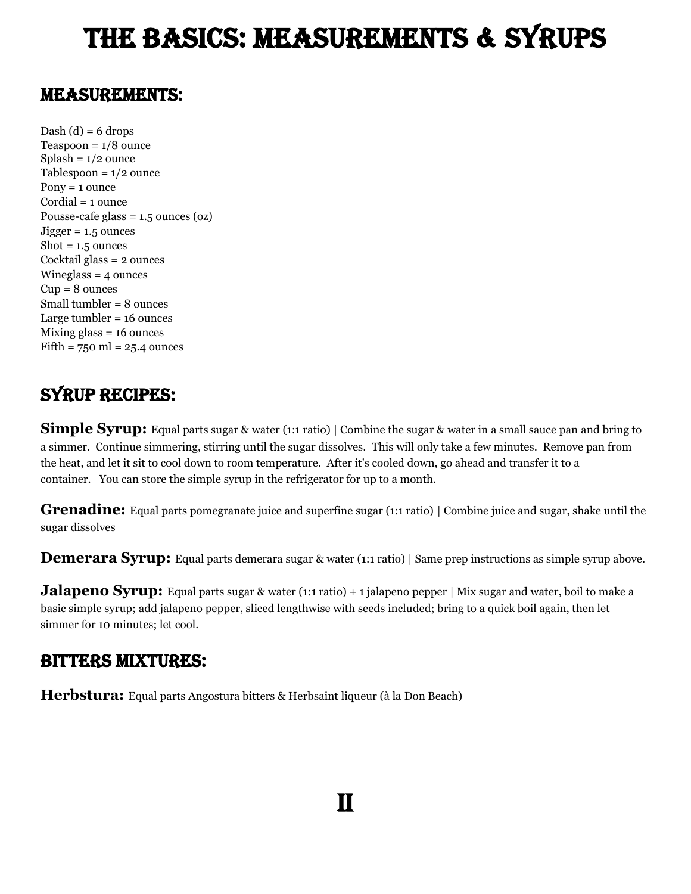# The Basics: Measurements & Syrups

## Measurements:

Dash (d) = 6 drops
Teaspoon = 1/8 ounce
Splash = 1/2 ounce
Tablespoon = 1/2 ounce
Pony = 1 ounce
Cordial = 1 ounce
Pousse-cafe glass = 1.5 ounces (oz)
Jigger = 1.5 ounces
Shot = 1.5 ounces
Cocktail glass = 2 ounces
Wineglass = 4 ounces
Cup = 8 ounces
Small tumbler = 8 ounces
Large tumbler = 16 ounces
Mixing glass = 16 ounces
Fifth = 750 ml = 25.4 ounces

## Syrup Recipes:

**Simple Syrup:** Equal parts sugar & water (1:1 ratio) | Combine the sugar & water in a small sauce pan and bring to a simmer. Continue simmering, stirring until the sugar dissolves. This will only take a few minutes. Remove pan from the heat, and let it sit to cool down to room temperature. After it's cooled down, go ahead and transfer it to a container. You can store the simple syrup in the refrigerator for up to a month.

**Grenadine:** Equal parts pomegranate juice and superfine sugar (1:1 ratio) | Combine juice and sugar, shake until the sugar dissolves

**Demerara Syrup:** Equal parts demerara sugar & water (1:1 ratio) | Same prep instructions as simple syrup above.

**Jalapeno Syrup:** Equal parts sugar & water (1:1 ratio) + 1 jalapeno pepper | Mix sugar and water, boil to make a basic simple syrup; add jalapeno pepper, sliced lengthwise with seeds included; bring to a quick boil again, then let simmer for 10 minutes; let cool.

## Bitters Mixtures:

**Herbstura:** Equal parts Angostura bitters & Herbsaint liqueur (à la Don Beach)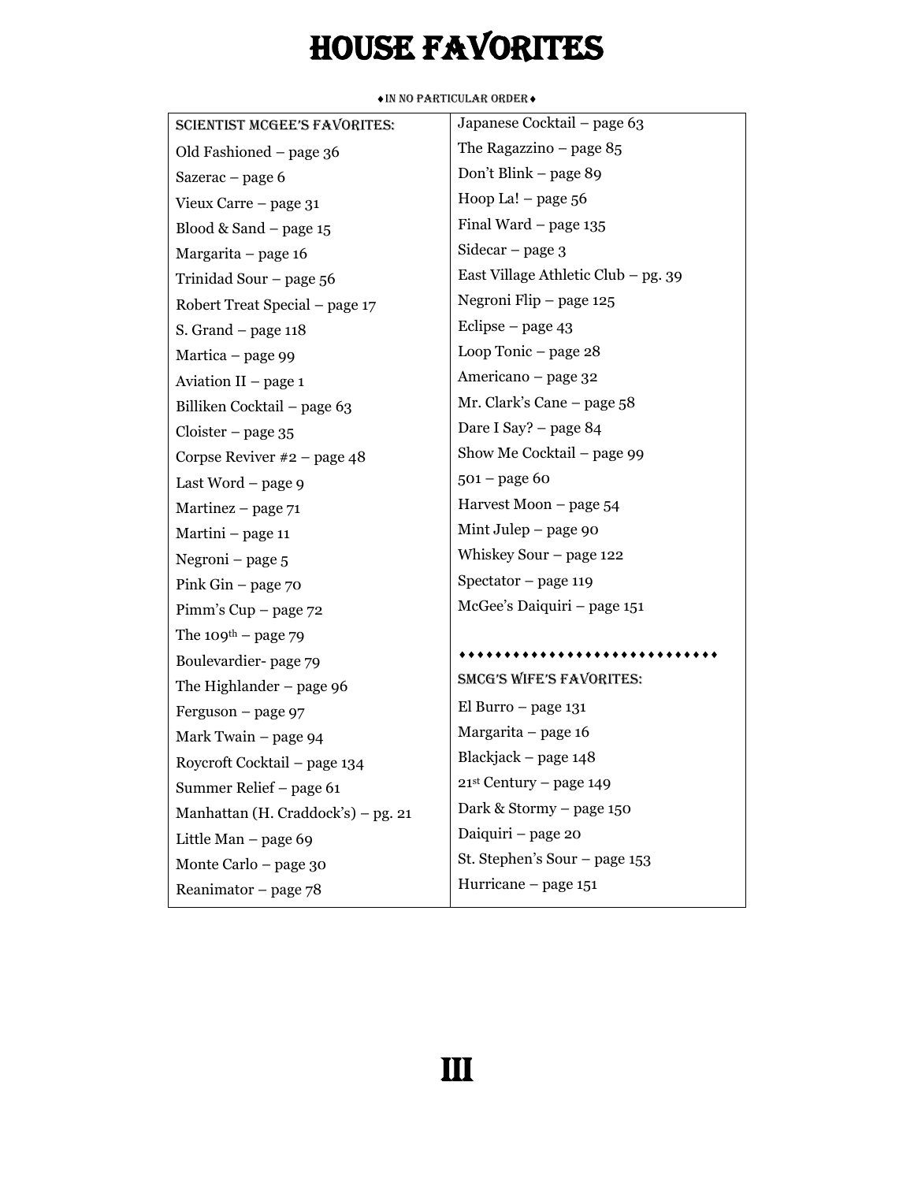# HOUSE FAVORITES

♦IN NO PARTICULAR ORDER♦

**SCIENTIST MCGEE'S FAVORITES:**

Old Fashioned – page 36

Sazerac – page 6

Vieux Carre – page 31

Blood & Sand – page 15

Margarita – page 16

Trinidad Sour – page 56

Robert Treat Special – page 17

S. Grand – page 118

Martica – page 99

Aviation II – page 1

Billiken Cocktail – page 63

Cloister – page 35

Corpse Reviver #2 – page 48

Last Word – page 9

Martinez – page 71

Martini – page 11

Negroni – page 5

Pink Gin – page 70

Pimm's Cup – page 72

The 109th – page 79

Boulevardier- page 79

The Highlander – page 96

Ferguson – page 97

Mark Twain – page 94

Roycroft Cocktail – page 134

Summer Relief – page 61

Manhattan (H. Craddock's) – pg. 21

Little Man – page 69

Monte Carlo – page 30

Reanimator – page 78

Japanese Cocktail – page 63

The Ragazzino – page 85

Don't Blink – page 89

Hoop La! – page 56

Final Ward – page 135

Sidecar – page 3

East Village Athletic Club – pg. 39

Negroni Flip – page 125

Eclipse – page 43

Loop Tonic – page 28

Americano – page 32

Mr. Clark's Cane – page 58

Dare I Say? – page 84

Show Me Cocktail – page 99

501 – page 60

Harvest Moon – page 54

Mint Julep – page 90

Whiskey Sour – page 122

Spectator – page 119

McGee's Daiquiri – page 151

♦♦♦♦♦♦♦♦♦♦♦♦♦♦♦♦♦♦♦♦♦♦♦♦♦♦♦♦

**SMCG'S WIFE'S FAVORITES:**

El Burro – page 131

Margarita – page 16

Blackjack – page 148

21st Century – page 149

Dark & Stormy – page 150

Daiquiri – page 20

St. Stephen's Sour – page 153

Hurricane – page 151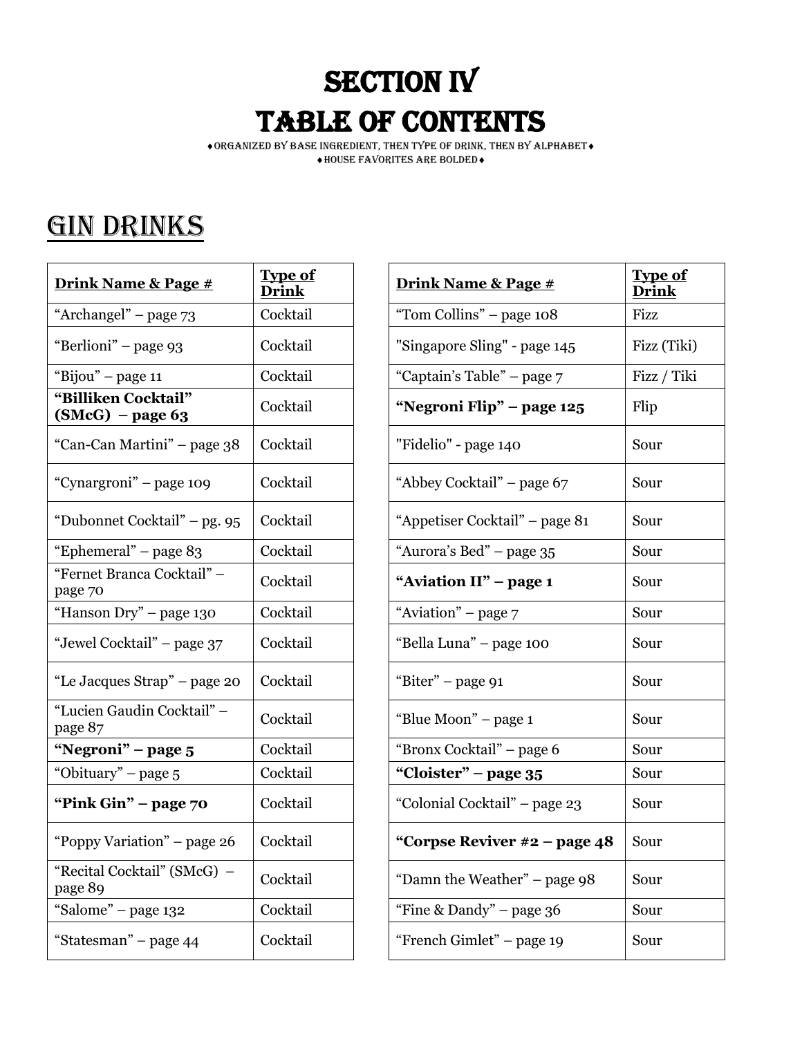# SECTION IV

# TABLE OF CONTENTS

♦ORGANIZED BY BASE INGREDIENT, THEN TYPE OF DRINK, THEN BY ALPHABET♦
♦HOUSE FAVORITES ARE BOLDED♦

## GIN DRINKS

| Drink Name & Page # | Type of Drink |
|---|---|
| "Archangel" – page 73 | Cocktail |
| "Berlioni" – page 93 | Cocktail |
| "Bijou" – page 11 | Cocktail |
| **"Billiken Cocktail" (SMcG) – page 63** | Cocktail |
| "Can-Can Martini" – page 38 | Cocktail |
| "Cynargroni" – page 109 | Cocktail |
| "Dubonnet Cocktail" – pg. 95 | Cocktail |
| "Ephemeral" – page 83 | Cocktail |
| "Fernet Branca Cocktail" – page 70 | Cocktail |
| "Hanson Dry" – page 130 | Cocktail |
| "Jewel Cocktail" – page 37 | Cocktail |
| "Le Jacques Strap" – page 20 | Cocktail |
| "Lucien Gaudin Cocktail" – page 87 | Cocktail |
| **"Negroni" – page 5** | Cocktail |
| "Obituary" – page 5 | Cocktail |
| **"Pink Gin" – page 70** | Cocktail |
| "Poppy Variation" – page 26 | Cocktail |
| "Recital Cocktail" (SMcG) – page 89 | Cocktail |
| "Salome" – page 132 | Cocktail |
| "Statesman" – page 44 | Cocktail |
| "Tom Collins" – page 108 | Fizz |
| "Singapore Sling" - page 145 | Fizz (Tiki) |
| "Captain's Table" – page 7 | Fizz / Tiki |
| **"Negroni Flip" – page 125** | Flip |
| "Fidelio" - page 140 | Sour |
| "Abbey Cocktail" – page 67 | Sour |
| "Appetiser Cocktail" – page 81 | Sour |
| "Aurora's Bed" – page 35 | Sour |
| **"Aviation II" – page 1** | Sour |
| "Aviation" – page 7 | Sour |
| "Bella Luna" – page 100 | Sour |
| "Biter" – page 91 | Sour |
| "Blue Moon" – page 1 | Sour |
| "Bronx Cocktail" – page 6 | Sour |
| **"Cloister" – page 35** | Sour |
| "Colonial Cocktail" – page 23 | Sour |
| **"Corpse Reviver #2 – page 48** | Sour |
| "Damn the Weather" – page 98 | Sour |
| "Fine & Dandy" – page 36 | Sour |
| "French Gimlet" – page 19 | Sour |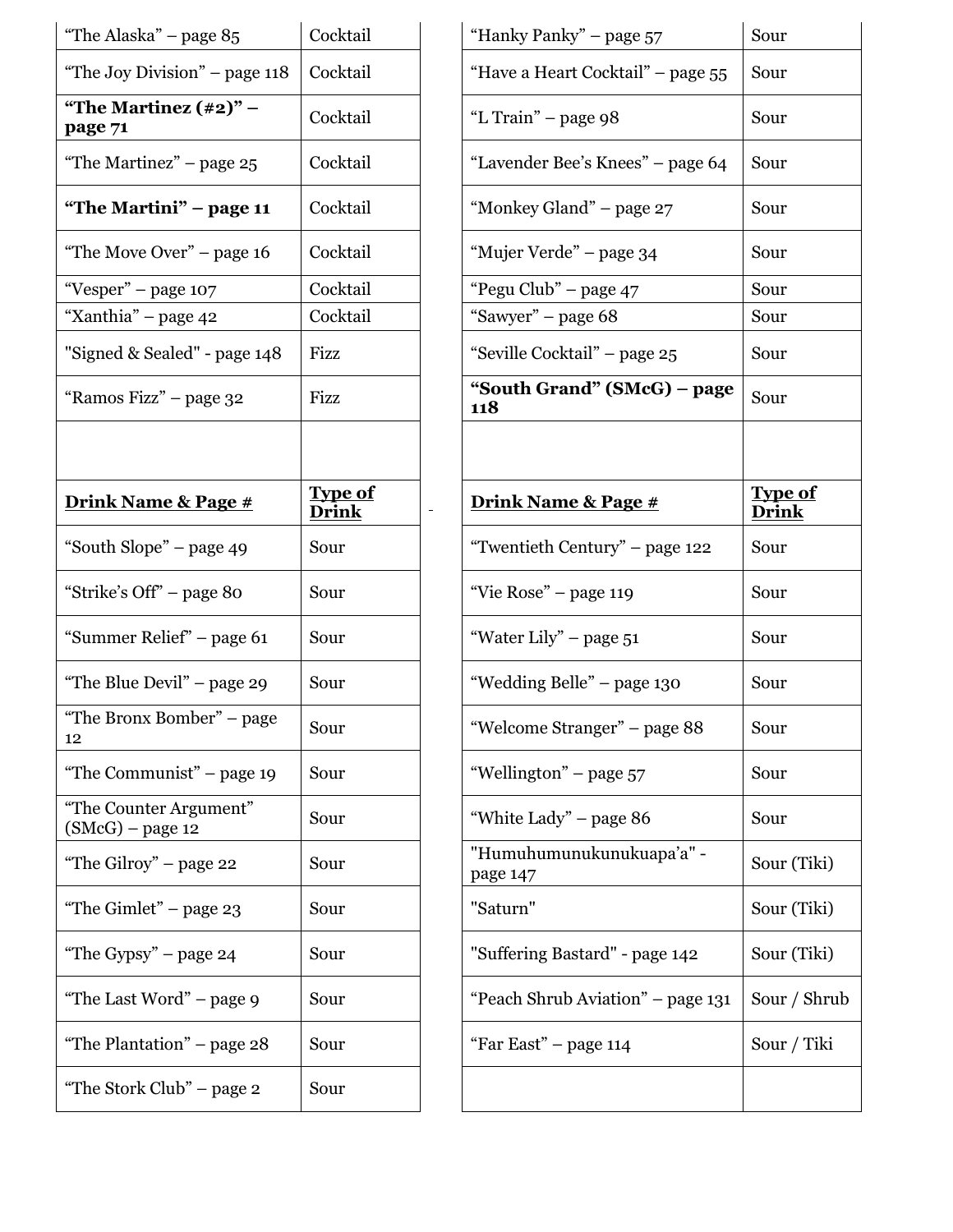| Drink Name & Page # | Type of Drink |
|---|---|
| “The Alaska” – page 85 | Cocktail |
| “The Joy Division” – page 118 | Cocktail |
| **“The Martinez (#2)” – page 71** | Cocktail |
| “The Martinez” – page 25 | Cocktail |
| **“The Martini” – page 11** | Cocktail |
| “The Move Over” – page 16 | Cocktail |
| “Vesper” – page 107 | Cocktail |
| “Xanthia” – page 42 | Cocktail |
| "Signed & Sealed" - page 148 | Fizz |
| “Ramos Fizz” – page 32 | Fizz |
| “Hanky Panky” – page 57 | Sour |
| “Have a Heart Cocktail” – page 55 | Sour |
| “L Train” – page 98 | Sour |
| “Lavender Bee’s Knees” – page 64 | Sour |
| “Monkey Gland” – page 27 | Sour |
| “Mujer Verde” – page 34 | Sour |
| “Pegu Club” – page 47 | Sour |
| “Sawyer” – page 68 | Sour |
| “Seville Cocktail” – page 25 | Sour |
| **“South Grand” (SMcG) – page 118** | Sour |

| **Drink Name & Page #** | **Type of Drink** |
|---|---|
| “South Slope” – page 49 | Sour |
| “Strike’s Off” – page 80 | Sour |
| “Summer Relief” – page 61 | Sour |
| “The Blue Devil” – page 29 | Sour |
| “The Bronx Bomber” – page 12 | Sour |
| “The Communist” – page 19 | Sour |
| “The Counter Argument” (SMcG) – page 12 | Sour |
| “The Gilroy” – page 22 | Sour |
| “The Gimlet” – page 23 | Sour |
| “The Gypsy” – page 24 | Sour |
| “The Last Word” – page 9 | Sour |
| “The Plantation” – page 28 | Sour |
| “The Stork Club” – page 2 | Sour |
| “Twentieth Century” – page 122 | Sour |
| “Vie Rose” – page 119 | Sour |
| “Water Lily” – page 51 | Sour |
| “Wedding Belle” – page 130 | Sour |
| “Welcome Stranger” – page 88 | Sour |
| “Wellington” – page 57 | Sour |
| “White Lady” – page 86 | Sour |
| "Humuhumunukunukuapa’a" - page 147 | Sour (Tiki) |
| "Saturn" | Sour (Tiki) |
| "Suffering Bastard" - page 142 | Sour (Tiki) |
| “Peach Shrub Aviation” – page 131 | Sour / Shrub |
| “Far East” – page 114 | Sour / Tiki |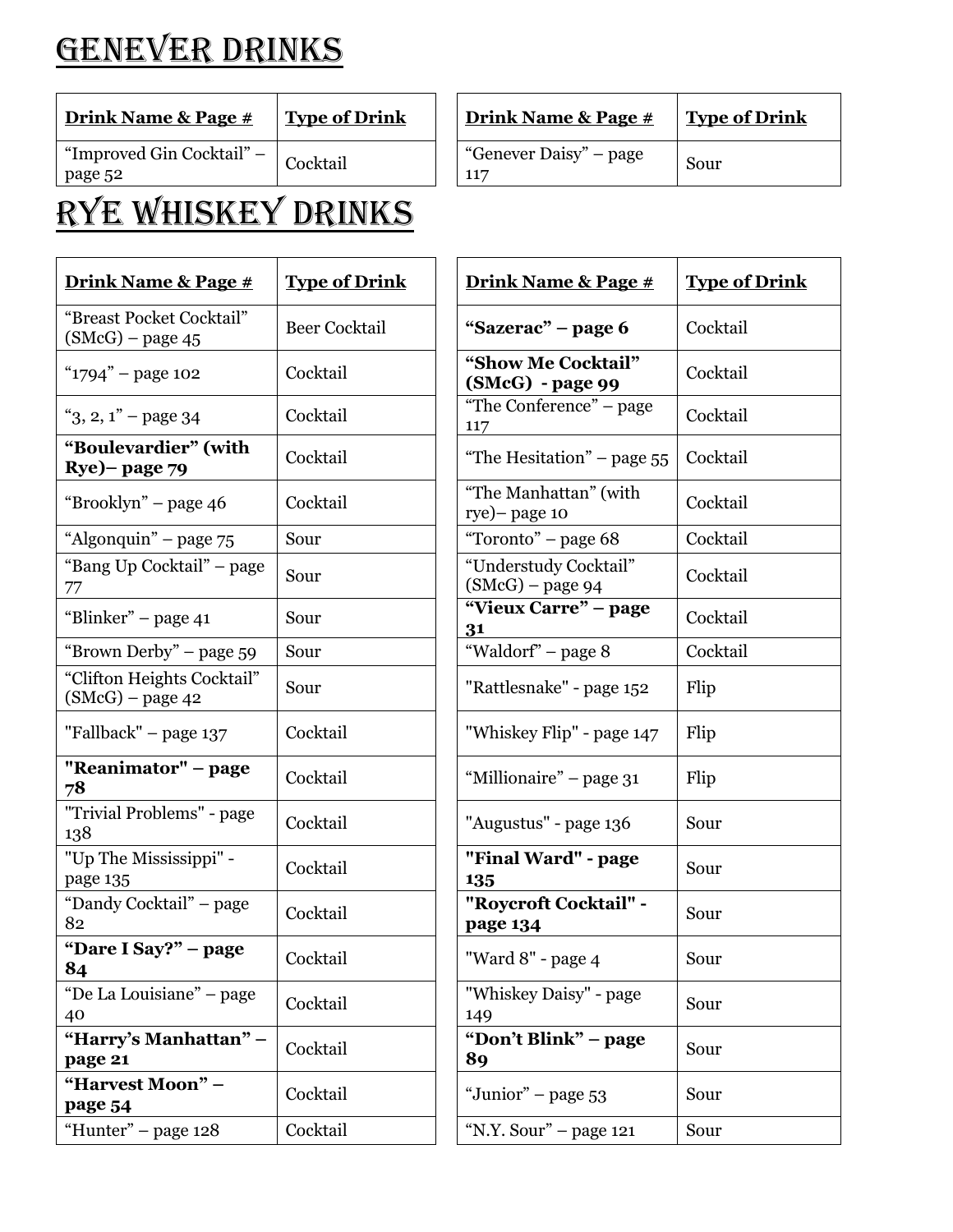# Genever Drinks

| Drink Name & Page # | Type of Drink |
|---|---|
| "Improved Gin Cocktail" – page 52 | Cocktail |
| "Genever Daisy" – page 117 | Sour |

# Rye Whiskey Drinks

| Drink Name & Page # | Type of Drink |
|---|---|
| "Breast Pocket Cocktail" (SMcG) – page 45 | Beer Cocktail |
| "1794" – page 102 | Cocktail |
| "3, 2, 1" – page 34 | Cocktail |
| **"Boulevardier" (with Rye)– page 79** | Cocktail |
| "Brooklyn" – page 46 | Cocktail |
| "Algonquin" – page 75 | Sour |
| "Bang Up Cocktail" – page 77 | Sour |
| "Blinker" – page 41 | Sour |
| "Brown Derby" – page 59 | Sour |
| "Clifton Heights Cocktail" (SMcG) – page 42 | Sour |
| "Fallback" – page 137 | Cocktail |
| **"Reanimator" – page 78** | Cocktail |
| "Trivial Problems" - page 138 | Cocktail |
| "Up The Mississippi" - page 135 | Cocktail |
| "Dandy Cocktail" – page 82 | Cocktail |
| **"Dare I Say?" – page 84** | Cocktail |
| "De La Louisiane" – page 40 | Cocktail |
| **"Harry's Manhattan" – page 21** | Cocktail |
| **"Harvest Moon" – page 54** | Cocktail |
| "Hunter" – page 128 | Cocktail |
| **"Sazerac" – page 6** | Cocktail |
| **"Show Me Cocktail" (SMcG) - page 99** | Cocktail |
| "The Conference" – page 117 | Cocktail |
| "The Hesitation" – page 55 | Cocktail |
| "The Manhattan" (with rye)– page 10 | Cocktail |
| "Toronto" – page 68 | Cocktail |
| "Understudy Cocktail" (SMcG) – page 94 | Cocktail |
| **"Vieux Carre" – page 31** | Cocktail |
| "Waldorf" – page 8 | Cocktail |
| "Rattlesnake" - page 152 | Flip |
| "Whiskey Flip" - page 147 | Flip |
| "Millionaire" – page 31 | Flip |
| "Augustus" - page 136 | Sour |
| **"Final Ward" - page 135** | Sour |
| **"Roycroft Cocktail" - page 134** | Sour |
| "Ward 8" - page 4 | Sour |
| "Whiskey Daisy" - page 149 | Sour |
| **"Don't Blink" – page 89** | Sour |
| "Junior" – page 53 | Sour |
| "N.Y. Sour" – page 121 | Sour |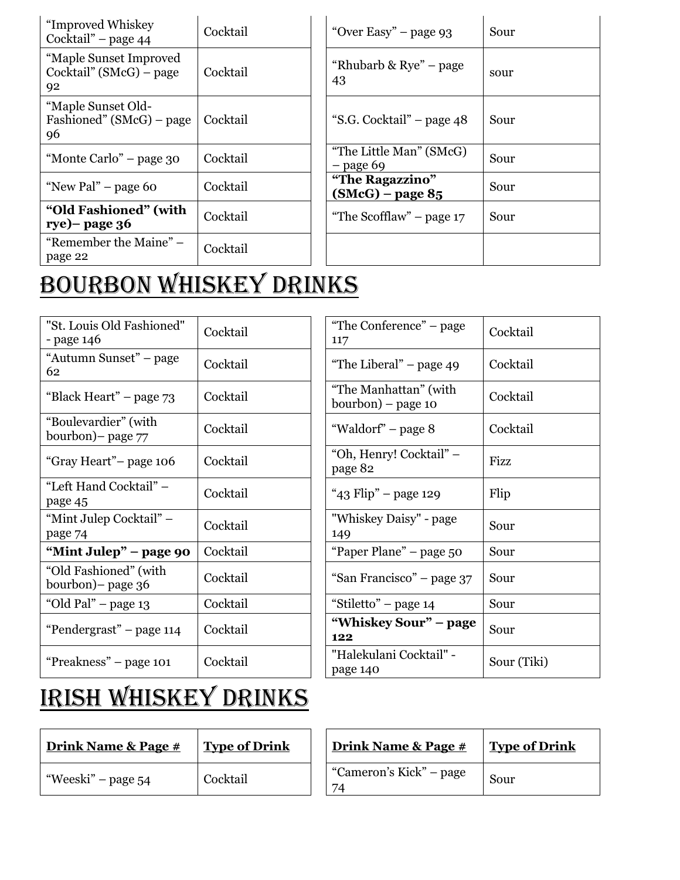| | |
|---|---|
| "Improved Whiskey Cocktail" – page 44 | Cocktail |
| "Maple Sunset Improved Cocktail" (SMcG) – page 92 | Cocktail |
| "Maple Sunset Old-Fashioned" (SMcG) – page 96 | Cocktail |
| "Monte Carlo" – page 30 | Cocktail |
| "New Pal" – page 60 | Cocktail |
| **"Old Fashioned" (with rye)– page 36** | Cocktail |
| "Remember the Maine" – page 22 | Cocktail |

| | |
|---|---|
| "Over Easy" – page 93 | Sour |
| "Rhubarb & Rye" – page 43 | sour |
| "S.G. Cocktail" – page 48 | Sour |
| "The Little Man" (SMcG) – page 69 | Sour |
| **"The Ragazzino" (SMcG) – page 85** | Sour |
| "The Scofflaw" – page 17 | Sour |
| | |

# Bourbon Whiskey Drinks

| | |
|---|---|
| "St. Louis Old Fashioned" - page 146 | Cocktail |
| "Autumn Sunset" – page 62 | Cocktail |
| "Black Heart" – page 73 | Cocktail |
| "Boulevardier" (with bourbon)– page 77 | Cocktail |
| "Gray Heart"– page 106 | Cocktail |
| "Left Hand Cocktail" – page 45 | Cocktail |
| "Mint Julep Cocktail" – page 74 | Cocktail |
| **"Mint Julep" – page 90** | Cocktail |
| "Old Fashioned" (with bourbon)– page 36 | Cocktail |
| "Old Pal" – page 13 | Cocktail |
| "Pendergrast" – page 114 | Cocktail |
| "Preakness" – page 101 | Cocktail |

| | |
|---|---|
| "The Conference" – page 117 | Cocktail |
| "The Liberal" – page 49 | Cocktail |
| "The Manhattan" (with bourbon) – page 10 | Cocktail |
| "Waldorf" – page 8 | Cocktail |
| "Oh, Henry! Cocktail" – page 82 | Fizz |
| "43 Flip" – page 129 | Flip |
| "Whiskey Daisy" - page 149 | Sour |
| "Paper Plane" – page 50 | Sour |
| "San Francisco" – page 37 | Sour |
| "Stiletto" – page 14 | Sour |
| **"Whiskey Sour" – page 122** | Sour |
| "Halekulani Cocktail" - page 140 | Sour (Tiki) |

# Irish Whiskey Drinks

| Drink Name & Page # | Type of Drink |
|---|---|
| "Weeski" – page 54 | Cocktail |

| Drink Name & Page # | Type of Drink |
|---|---|
| "Cameron's Kick" – page 74 | Sour |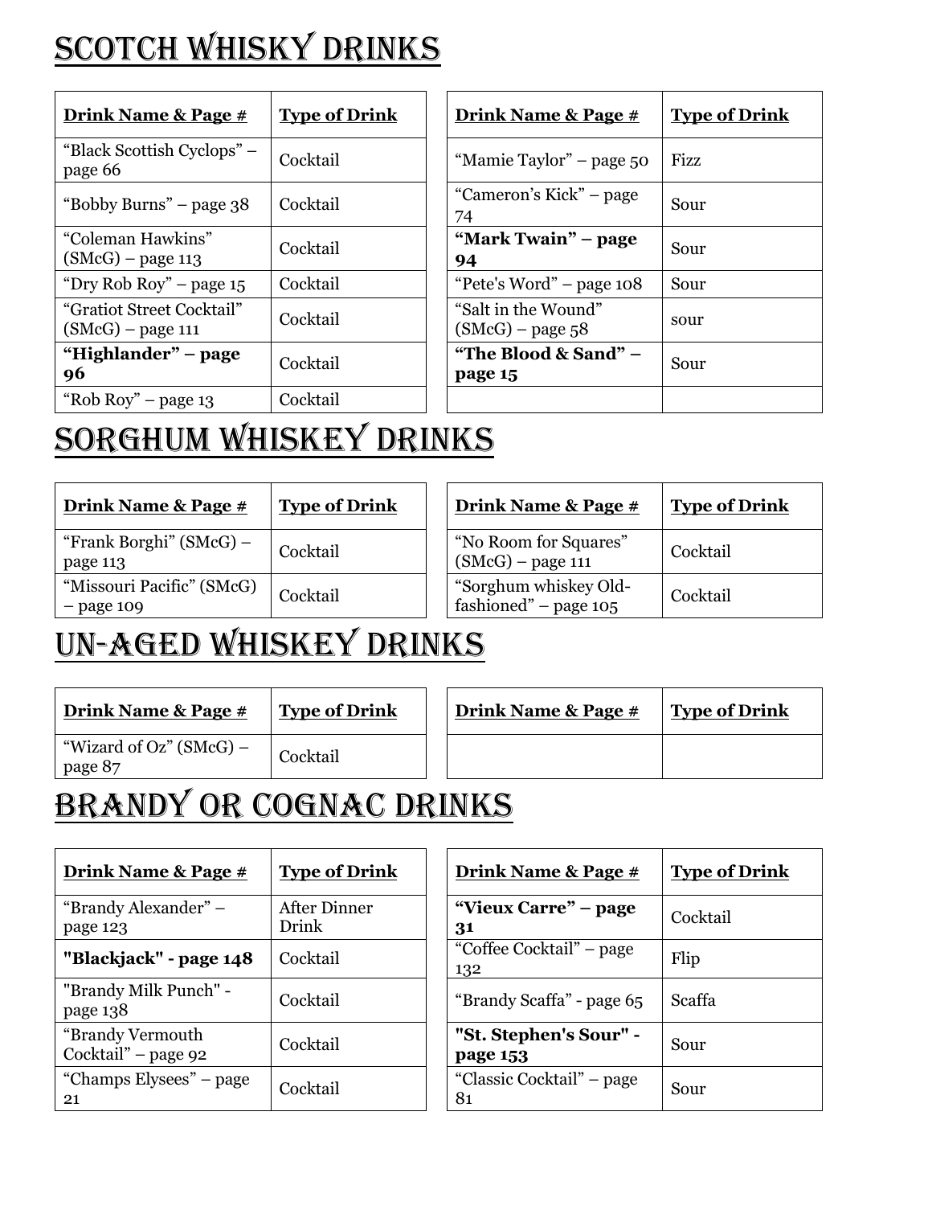# Scotch Whisky Drinks

| Drink Name & Page # | Type of Drink |
|---|---|
| "Black Scottish Cyclops" – page 66 | Cocktail |
| "Bobby Burns" – page 38 | Cocktail |
| "Coleman Hawkins" (SMcG) – page 113 | Cocktail |
| "Dry Rob Roy" – page 15 | Cocktail |
| "Gratiot Street Cocktail" (SMcG) – page 111 | Cocktail |
| **"Highlander" – page 96** | Cocktail |
| "Rob Roy" – page 13 | Cocktail |

| Drink Name & Page # | Type of Drink |
|---|---|
| "Mamie Taylor" – page 50 | Fizz |
| "Cameron's Kick" – page 74 | Sour |
| **"Mark Twain" – page 94** | Sour |
| "Pete's Word" – page 108 | Sour |
| "Salt in the Wound" (SMcG) – page 58 | sour |
| **"The Blood & Sand" – page 15** | Sour |
| | |

# Sorghum Whiskey Drinks

| Drink Name & Page # | Type of Drink |
|---|---|
| "Frank Borghi" (SMcG) – page 113 | Cocktail |
| "Missouri Pacific" (SMcG) – page 109 | Cocktail |

| Drink Name & Page # | Type of Drink |
|---|---|
| "No Room for Squares" (SMcG) – page 111 | Cocktail |
| "Sorghum whiskey Old-fashioned" – page 105 | Cocktail |

# Un-Aged Whiskey Drinks

| Drink Name & Page # | Type of Drink |
|---|---|
| "Wizard of Oz" (SMcG) – page 87 | Cocktail |

| Drink Name & Page # | Type of Drink |
|---|---|
| | |

# Brandy or Cognac Drinks

| Drink Name & Page # | Type of Drink |
|---|---|
| "Brandy Alexander" – page 123 | After Dinner Drink |
| **"Blackjack" - page 148** | Cocktail |
| "Brandy Milk Punch" - page 138 | Cocktail |
| "Brandy Vermouth Cocktail" – page 92 | Cocktail |
| "Champs Elysees" – page 21 | Cocktail |

| Drink Name & Page # | Type of Drink |
|---|---|
| **"Vieux Carre" – page 31** | Cocktail |
| "Coffee Cocktail" – page 132 | Flip |
| "Brandy Scaffa" - page 65 | Scaffa |
| **"St. Stephen's Sour" - page 153** | Sour |
| "Classic Cocktail" – page 81 | Sour |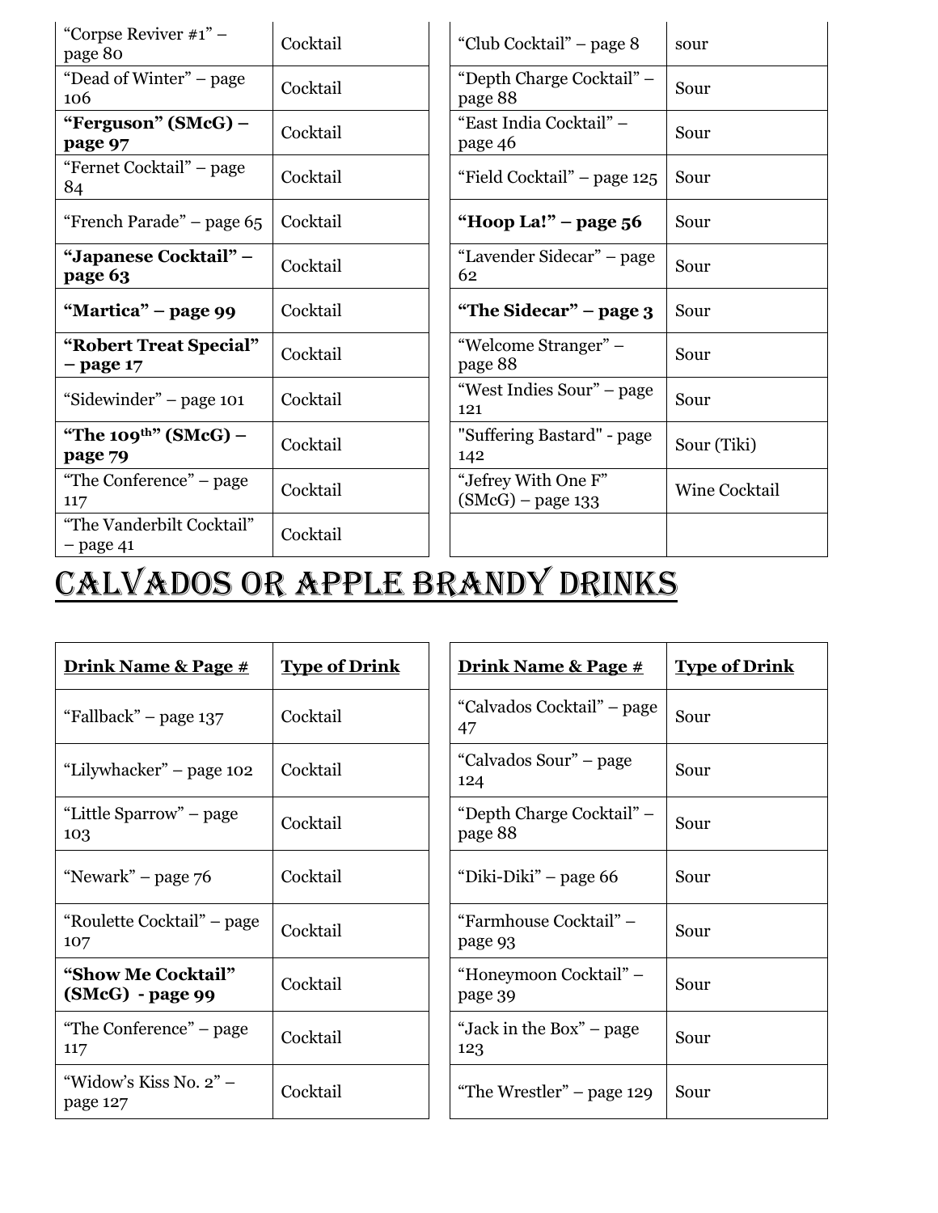| | |
|---|---|
| "Corpse Reviver #1" – page 80 | Cocktail |
| "Dead of Winter" – page 106 | Cocktail |
| **"Ferguson" (SMcG) – page 97** | Cocktail |
| "Fernet Cocktail" – page 84 | Cocktail |
| "French Parade" – page 65 | Cocktail |
| **"Japanese Cocktail" – page 63** | Cocktail |
| **"Martica" – page 99** | Cocktail |
| **"Robert Treat Special" – page 17** | Cocktail |
| "Sidewinder" – page 101 | Cocktail |
| **"The 109th" (SMcG) – page 79** | Cocktail |
| "The Conference" – page 117 | Cocktail |
| "The Vanderbilt Cocktail" – page 41 | Cocktail |

| | |
|---|---|
| "Club Cocktail" – page 8 | sour |
| "Depth Charge Cocktail" – page 88 | Sour |
| "East India Cocktail" – page 46 | Sour |
| "Field Cocktail" – page 125 | Sour |
| **"Hoop La!" – page 56** | Sour |
| "Lavender Sidecar" – page 62 | Sour |
| **"The Sidecar" – page 3** | Sour |
| "Welcome Stranger" – page 88 | Sour |
| "West Indies Sour" – page 121 | Sour |
| "Suffering Bastard" - page 142 | Sour (Tiki) |
| "Jefrey With One F" (SMcG) – page 133 | Wine Cocktail |
| | |

# Calvados or Apple Brandy Drinks

| **Drink Name & Page #** | **Type of Drink** |
|---|---|
| "Fallback" – page 137 | Cocktail |
| "Lilywhacker" – page 102 | Cocktail |
| "Little Sparrow" – page 103 | Cocktail |
| "Newark" – page 76 | Cocktail |
| "Roulette Cocktail" – page 107 | Cocktail |
| **"Show Me Cocktail" (SMcG) - page 99** | Cocktail |
| "The Conference" – page 117 | Cocktail |
| "Widow's Kiss No. 2" – page 127 | Cocktail |

| **Drink Name & Page #** | **Type of Drink** |
|---|---|
| "Calvados Cocktail" – page 47 | Sour |
| "Calvados Sour" – page 124 | Sour |
| "Depth Charge Cocktail" – page 88 | Sour |
| "Diki-Diki" – page 66 | Sour |
| "Farmhouse Cocktail" – page 93 | Sour |
| "Honeymoon Cocktail" – page 39 | Sour |
| "Jack in the Box" – page 123 | Sour |
| "The Wrestler" – page 129 | Sour |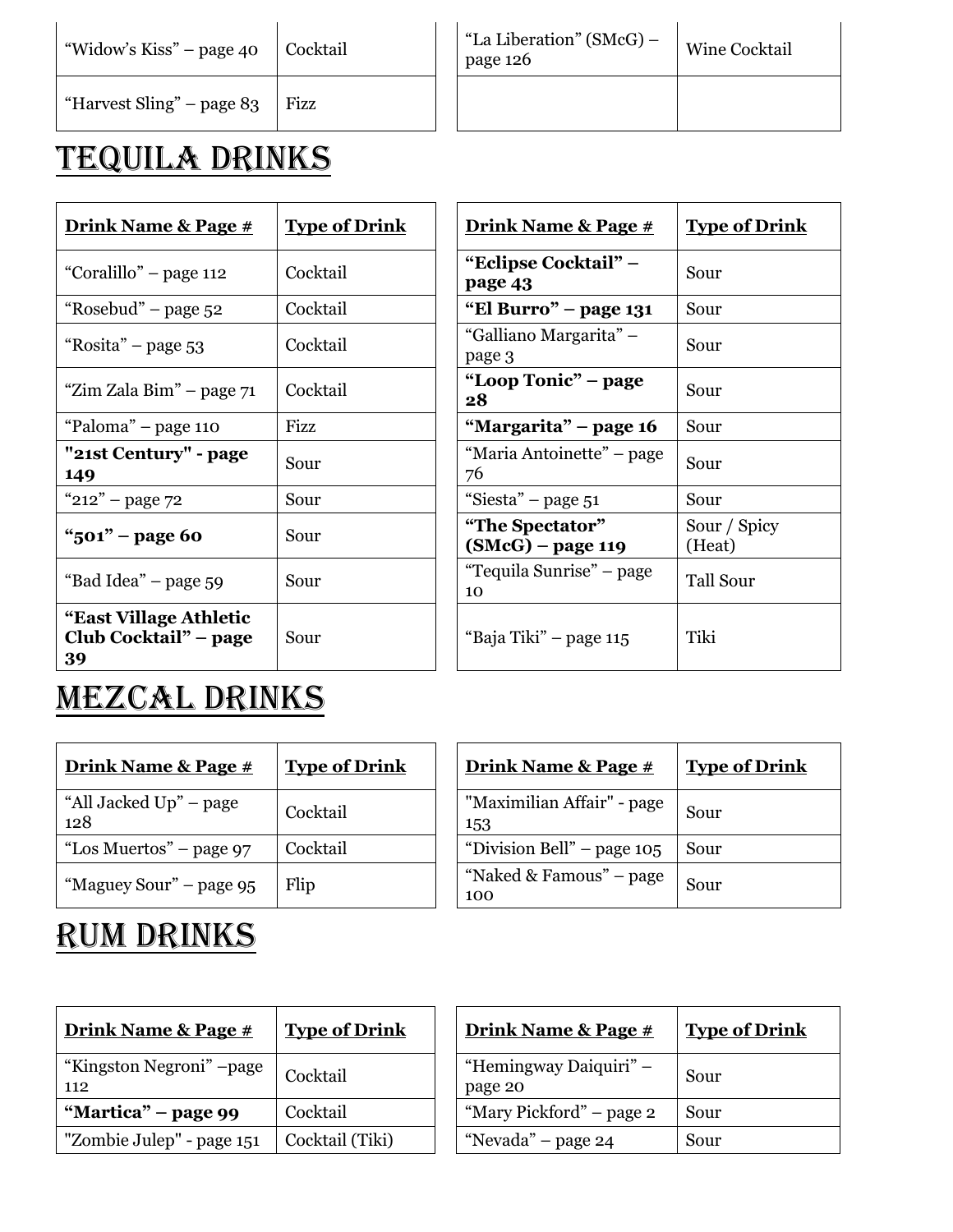| Drink Name & Page # | Type of Drink |
|---|---|
| "Widow's Kiss" – page 40 | Cocktail |
| "Harvest Sling" – page 83 | Fizz |

| Drink Name & Page # | Type of Drink |
|---|---|
| "La Liberation" (SMcG) – page 126 | Wine Cocktail |
| | |

# TEQUILA DRINKS

| Drink Name & Page # | Type of Drink |
|---|---|
| "Coralillo" – page 112 | Cocktail |
| "Rosebud" – page 52 | Cocktail |
| "Rosita" – page 53 | Cocktail |
| "Zim Zala Bim" – page 71 | Cocktail |
| "Paloma" – page 110 | Fizz |
| **"21st Century" - page 149** | Sour |
| "212" – page 72 | Sour |
| **"501" – page 60** | Sour |
| "Bad Idea" – page 59 | Sour |
| **"East Village Athletic Club Cocktail" – page 39** | Sour |

| Drink Name & Page # | Type of Drink |
|---|---|
| **"Eclipse Cocktail" – page 43** | Sour |
| **"El Burro" – page 131** | Sour |
| "Galliano Margarita" – page 3 | Sour |
| **"Loop Tonic" – page 28** | Sour |
| **"Margarita" – page 16** | Sour |
| "Maria Antoinette" – page 76 | Sour |
| "Siesta" – page 51 | Sour |
| **"The Spectator" (SMcG) – page 119** | Sour / Spicy (Heat) |
| "Tequila Sunrise" – page 10 | Tall Sour |
| "Baja Tiki" – page 115 | Tiki |

# MEZCAL DRINKS

| Drink Name & Page # | Type of Drink |
|---|---|
| "All Jacked Up" – page 128 | Cocktail |
| "Los Muertos" – page 97 | Cocktail |
| "Maguey Sour" – page 95 | Flip |

| Drink Name & Page # | Type of Drink |
|---|---|
| "Maximilian Affair" - page 153 | Sour |
| "Division Bell" – page 105 | Sour |
| "Naked & Famous" – page 100 | Sour |

# RUM DRINKS

| Drink Name & Page # | Type of Drink |
|---|---|
| "Kingston Negroni" –page 112 | Cocktail |
| **"Martica" – page 99** | Cocktail |
| "Zombie Julep" - page 151 | Cocktail (Tiki) |

| Drink Name & Page # | Type of Drink |
|---|---|
| "Hemingway Daiquiri" – page 20 | Sour |
| "Mary Pickford" – page 2 | Sour |
| "Nevada" – page 24 | Sour |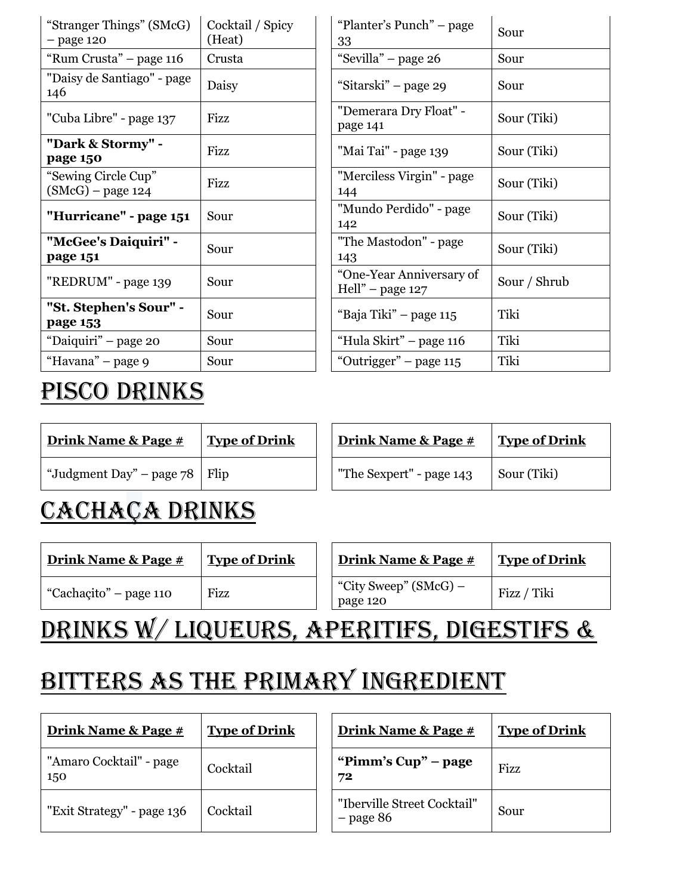| Drink Name & Page # | Type of Drink |
|---|---|
| "Stranger Things" (SMcG) – page 120 | Cocktail / Spicy (Heat) |
| "Rum Crusta" – page 116 | Crusta |
| "Daisy de Santiago" - page 146 | Daisy |
| "Cuba Libre" - page 137 | Fizz |
| **"Dark & Stormy" - page 150** | Fizz |
| "Sewing Circle Cup" (SMcG) – page 124 | Fizz |
| **"Hurricane" - page 151** | Sour |
| **"McGee's Daiquiri" - page 151** | Sour |
| "REDRUM" - page 139 | Sour |
| **"St. Stephen's Sour" - page 153** | Sour |
| "Daiquiri" – page 20 | Sour |
| "Havana" – page 9 | Sour |
| "Planter's Punch" – page 33 | Sour |
| "Sevilla" – page 26 | Sour |
| "Sitarski" – page 29 | Sour |
| "Demerara Dry Float" - page 141 | Sour (Tiki) |
| "Mai Tai" - page 139 | Sour (Tiki) |
| "Merciless Virgin" - page 144 | Sour (Tiki) |
| "Mundo Perdido" - page 142 | Sour (Tiki) |
| "The Mastodon" - page 143 | Sour (Tiki) |
| "One-Year Anniversary of Hell" – page 127 | Sour / Shrub |
| "Baja Tiki" – page 115 | Tiki |
| "Hula Skirt" – page 116 | Tiki |
| "Outrigger" – page 115 | Tiki |

# PISCO DRINKS

| Drink Name & Page # | Type of Drink |
|---|---|
| "Judgment Day" – page 78 | Flip |
| "The Sexpert" - page 143 | Sour (Tiki) |

# CACHAÇA DRINKS

| Drink Name & Page # | Type of Drink |
|---|---|
| "Cachaçito" – page 110 | Fizz |
| "City Sweep" (SMcG) – page 120 | Fizz / Tiki |

# DRINKS W/ LIQUEURS, APERITIFS, DIGESTIFS & BITTERS AS THE PRIMARY INGREDIENT

| Drink Name & Page # | Type of Drink |
|---|---|
| "Amaro Cocktail" - page 150 | Cocktail |
| "Exit Strategy" - page 136 | Cocktail |
| **"Pimm's Cup" – page 72** | Fizz |
| "Iberville Street Cocktail" – page 86 | Sour |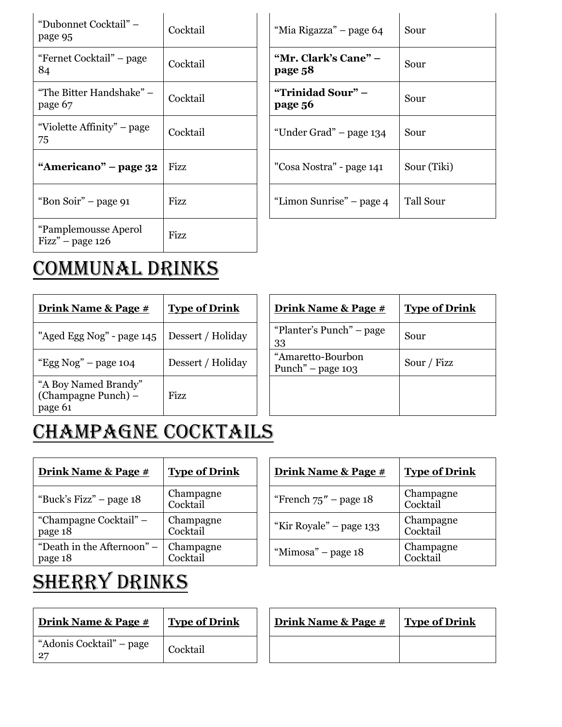| | | | | |
|---|---|---|---|---|
| "Dubonnet Cocktail" – page 95 | Cocktail | | "Mia Rigazza" – page 64 | Sour |
| "Fernet Cocktail" – page 84 | Cocktail | | **"Mr. Clark's Cane" – page 58** | Sour |
| "The Bitter Handshake" – page 67 | Cocktail | | **"Trinidad Sour" – page 56** | Sour |
| "Violette Affinity" – page 75 | Cocktail | | "Under Grad" – page 134 | Sour |
| **"Americano" – page 32** | Fizz | | "Cosa Nostra" - page 141 | Sour (Tiki) |
| "Bon Soir" – page 91 | Fizz | | "Limon Sunrise" – page 4 | Tall Sour |
| "Pamplemousse Aperol Fizz" – page 126 | Fizz | | | |

# COMMUNAL DRINKS

| **Drink Name & Page #** | **Type of Drink** | | **Drink Name & Page #** | **Type of Drink** |
|---|---|---|---|---|
| "Aged Egg Nog" - page 145 | Dessert / Holiday | | "Planter's Punch" – page 33 | Sour |
| "Egg Nog" – page 104 | Dessert / Holiday | | "Amaretto-Bourbon Punch" – page 103 | Sour / Fizz |
| "A Boy Named Brandy" (Champagne Punch) – page 61 | Fizz | | | |

# CHAMPAGNE COCKTAILS

| **Drink Name & Page #** | **Type of Drink** | | **Drink Name & Page #** | **Type of Drink** |
|---|---|---|---|---|
| "Buck's Fizz" – page 18 | Champagne Cocktail | | "French 75" – page 18 | Champagne Cocktail |
| "Champagne Cocktail" – page 18 | Champagne Cocktail | | "Kir Royale" – page 133 | Champagne Cocktail |
| "Death in the Afternoon" – page 18 | Champagne Cocktail | | "Mimosa" – page 18 | Champagne Cocktail |

# SHERRY DRINKS

| **Drink Name & Page #** | **Type of Drink** | | **Drink Name & Page #** | **Type of Drink** |
|---|---|---|---|---|
| "Adonis Cocktail" – page 27 | Cocktail | | | |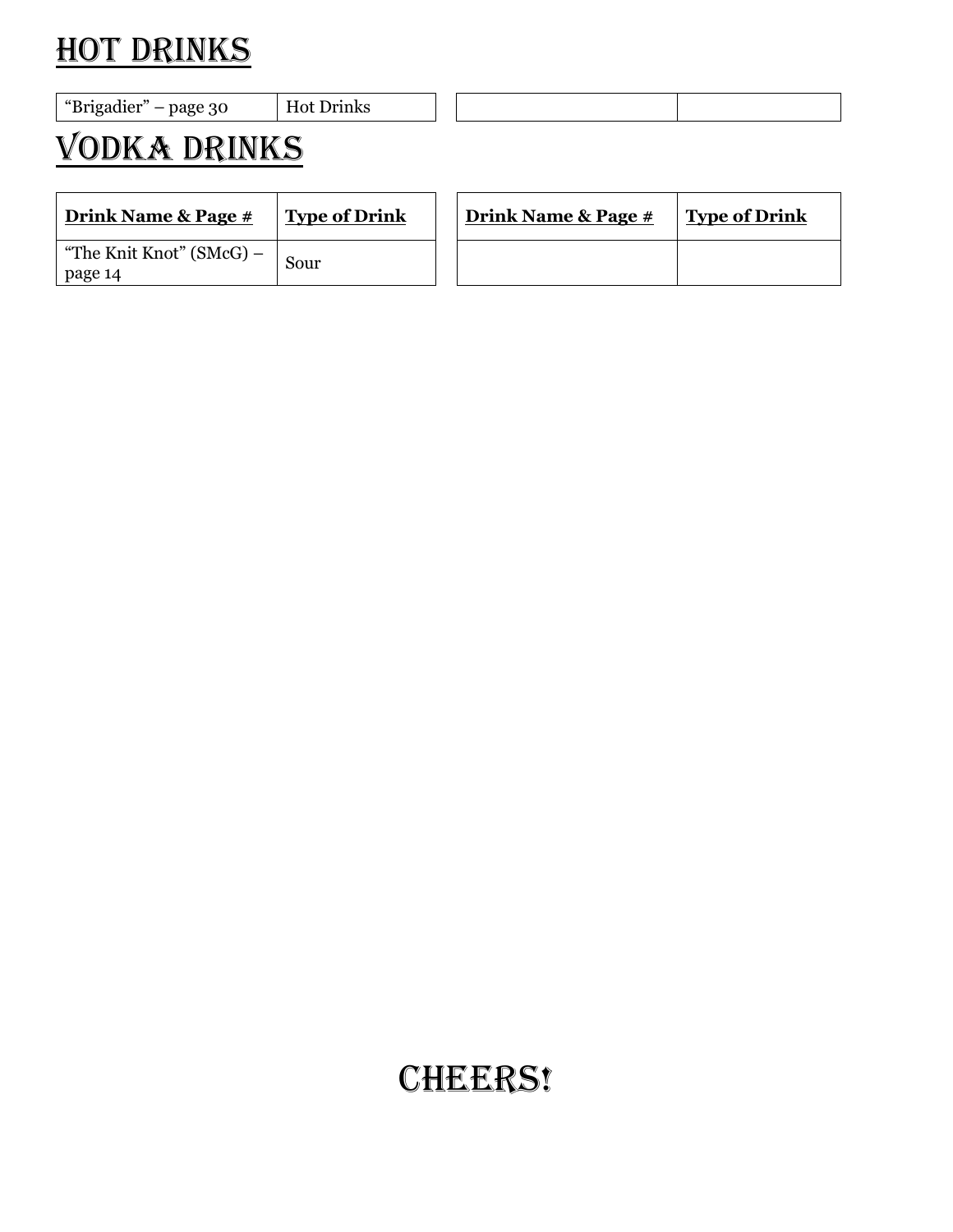# Hot Drinks

| | | | |
|---|---|---|---|
| "Brigadier" – page 30 | Hot Drinks | | |

# Vodka Drinks

| Drink Name & Page # | Type of Drink | Drink Name & Page # | Type of Drink |
|---|---|---|---|
| "The Knit Knot" (SMcG) – page 14 | Sour | | |

# Cheers!